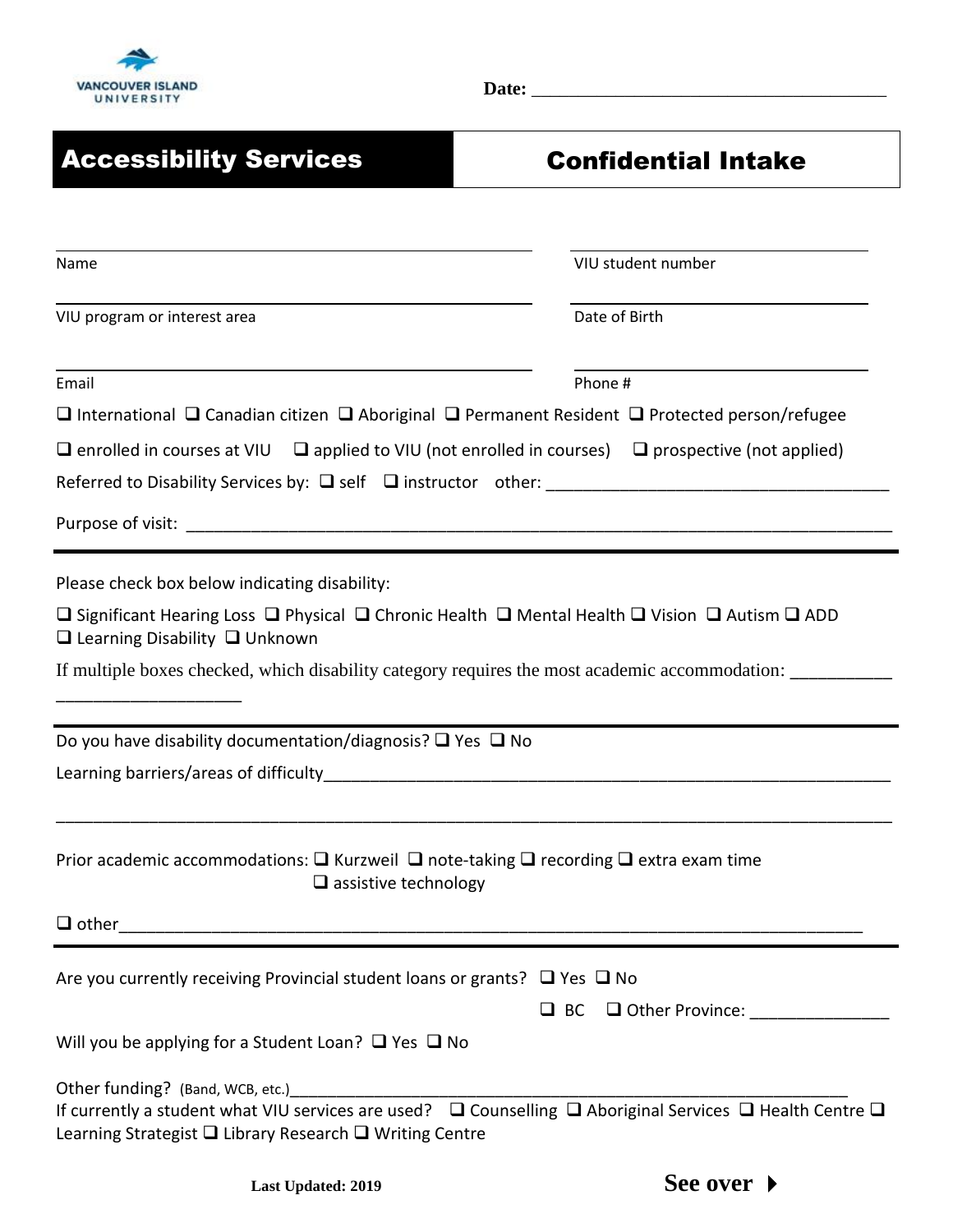VANCOUVER ISLAND UNIVERSITY

**Date:** ______________________________________

## Accessibility Services | Confidential Intake

_______________________________________________ Name

_______________________________________________ VIU student number

_______________________________________________ VIU program or interest area

_______________________________________________ Date of Birth

_______________________________________________ Email

_______________________________________________ Phone #

❑ International ❑ Canadian citizen ❑ Aboriginal ❑ Permanent Resident ❑ Protected person/refugee

❑ enrolled in courses at VIU ❑ applied to VIU (not enrolled in courses) ❑ prospective (not applied)

Referred to Disability Services by: ❑ self ❑ instructor other: ____________________________________

Purpose of visit: ____________________________________________________________________________

---

Please check box below indicating disability:

❑ Significant Hearing Loss ❑ Physical ❑ Chronic Health ❑ Mental Health ❑ Vision ❑ Autism ❑ ADD ❑ Learning Disability ❑ Unknown

If multiple boxes checked, which disability category requires the most academic accommodation: ______________________________

---

Do you have disability documentation/diagnosis? ❑ Yes ❑ No

Learning barriers/areas of difficulty_______________________________________________________________

_____________________________________________________________________________________________

Prior academic accommodations: ❑ Kurzweil ❑ note-taking ❑ recording ❑ extra exam time ❑ assistive technology

❑ other_______________________________________________________________________________________

---

Are you currently receiving Provincial student loans or grants? ❑ Yes ❑ No

❑ BC ❑ Other Province: _______________

Will you be applying for a Student Loan? ❑ Yes ❑ No

Other funding? (Band, WCB, etc.)_______________________________________________________________

If currently a student what VIU services are used? ❑ Counselling ❑ Aboriginal Services ❑ Health Centre ❑ Learning Strategist ❑ Library Research ❑ Writing Centre

**Last Updated: 2019**

**See over ▶**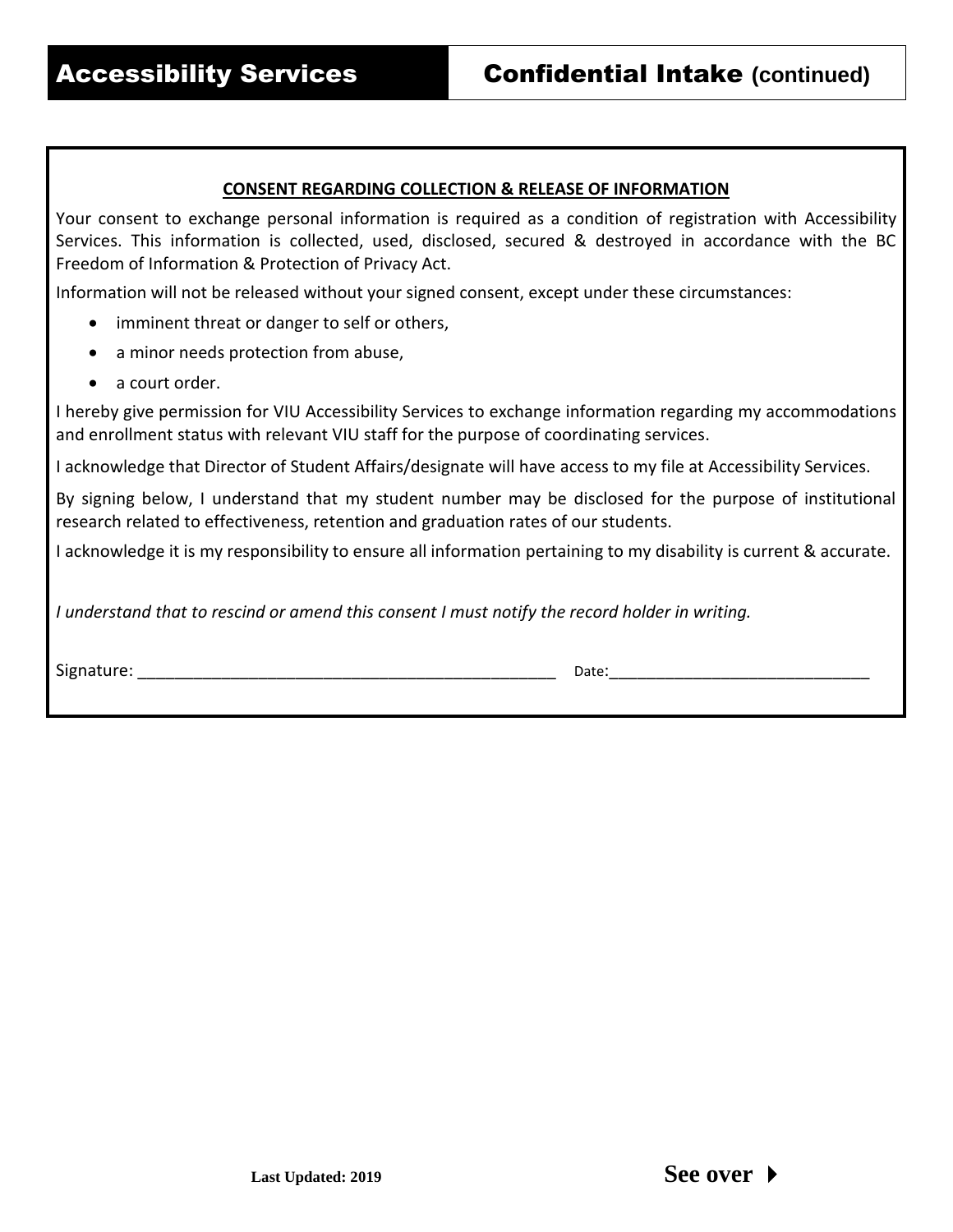# Accessibility Services — Confidential Intake (continued)

**CONSENT REGARDING COLLECTION & RELEASE OF INFORMATION**

Your consent to exchange personal information is required as a condition of registration with Accessibility Services. This information is collected, used, disclosed, secured & destroyed in accordance with the BC Freedom of Information & Protection of Privacy Act.

Information will not be released without your signed consent, except under these circumstances:

- imminent threat or danger to self or others,
- a minor needs protection from abuse,
- a court order.

I hereby give permission for VIU Accessibility Services to exchange information regarding my accommodations and enrollment status with relevant VIU staff for the purpose of coordinating services.

I acknowledge that Director of Student Affairs/designate will have access to my file at Accessibility Services.

By signing below, I understand that my student number may be disclosed for the purpose of institutional research related to effectiveness, retention and graduation rates of our students.

I acknowledge it is my responsibility to ensure all information pertaining to my disability is current & accurate.

*I understand that to rescind or amend this consent I must notify the record holder in writing.*

Signature: _______________________________________________ Date:_____________________________

**Last Updated: 2019**

**See over ▶**